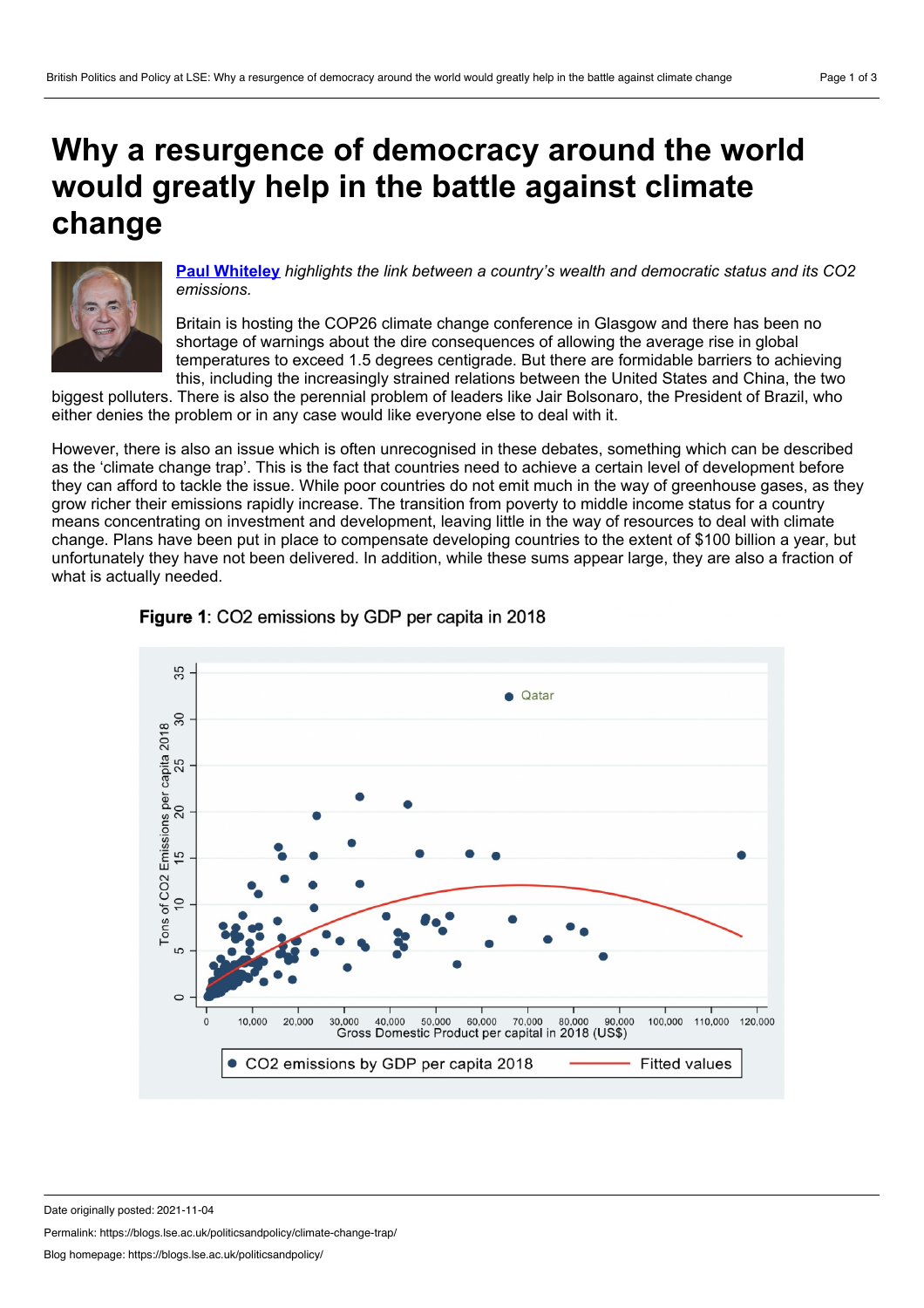# Why a resurgence of democracy around the world would greatly help in the battle against climate change

**Paul Whiteley** *highlights the link between a country's wealth and democratic status and its CO2 emissions.*

Britain is hosting the COP26 climate change conference in Glasgow and there has been no shortage of warnings about the dire consequences of allowing the average rise in global temperatures to exceed 1.5 degrees centigrade. But there are formidable barriers to achieving this, including the increasingly strained relations between the United States and China, the two biggest polluters. There is also the perennial problem of leaders like Jair Bolsonaro, the President of Brazil, who either denies the problem or in any case would like everyone else to deal with it.

However, there is also an issue which is often unrecognised in these debates, something which can be described as the 'climate change trap'. This is the fact that countries need to achieve a certain level of development before they can afford to tackle the issue. While poor countries do not emit much in the way of greenhouse gases, as they grow richer their emissions rapidly increase. The transition from poverty to middle income status for a country means concentrating on investment and development, leaving little in the way of resources to deal with climate change. Plans have been put in place to compensate developing countries to the extent of $100 billion a year, but unfortunately they have not been delivered. In addition, while these sums appear large, they are also a fraction of what is actually needed.

**Figure 1**: CO2 emissions by GDP per capita in 2018

Date originally posted: 2021-11-04

Permalink: https://blogs.lse.ac.uk/politicsandpolicy/climate-change-trap/

Blog homepage: https://blogs.lse.ac.uk/politicsandpolicy/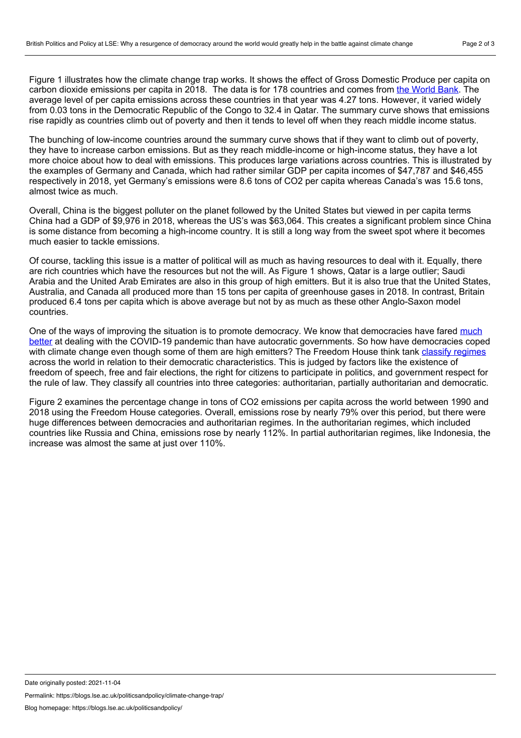Figure 1 illustrates how the climate change trap works. It shows the effect of Gross Domestic Produce per capita on carbon dioxide emissions per capita in 2018. The data is for 178 countries and comes from [the World Bank](). The average level of per capita emissions across these countries in that year was 4.27 tons. However, it varied widely from 0.03 tons in the Democratic Republic of the Congo to 32.4 in Qatar. The summary curve shows that emissions rise rapidly as countries climb out of poverty and then it tends to level off when they reach middle income status.

The bunching of low-income countries around the summary curve shows that if they want to climb out of poverty, they have to increase carbon emissions. But as they reach middle-income or high-income status, they have a lot more choice about how to deal with emissions. This produces large variations across countries. This is illustrated by the examples of Germany and Canada, which had rather similar GDP per capita incomes of $47,787 and $46,455 respectively in 2018, yet Germany's emissions were 8.6 tons of $CO_2$ per capita whereas Canada's was 15.6 tons, almost twice as much.

Overall, China is the biggest polluter on the planet followed by the United States but viewed in per capita terms China had a GDP of $9,976 in 2018, whereas the US's was $63,064. This creates a significant problem since China is some distance from becoming a high-income country. It is still a long way from the sweet spot where it becomes much easier to tackle emissions.

Of course, tackling this issue is a matter of political will as much as having resources to deal with it. Equally, there are rich countries which have the resources but not the will. As Figure 1 shows, Qatar is a large outlier; Saudi Arabia and the United Arab Emirates are also in this group of high emitters. But it is also true that the United States, Australia, and Canada all produced more than 15 tons per capita of greenhouse gases in 2018. In contrast, Britain produced 6.4 tons per capita which is above average but not by as much as these other Anglo-Saxon model countries.

One of the ways of improving the situation is to promote democracy. We know that democracies have fared [much better]() at dealing with the COVID-19 pandemic than have autocratic governments. So how have democracies coped with climate change even though some of them are high emitters? The Freedom House think tank [classify regimes]() across the world in relation to their democratic characteristics. This is judged by factors like the existence of freedom of speech, free and fair elections, the right for citizens to participate in politics, and government respect for the rule of law. They classify all countries into three categories: authoritarian, partially authoritarian and democratic.

Figure 2 examines the percentage change in tons of $CO_2$ emissions per capita across the world between 1990 and 2018 using the Freedom House categories. Overall, emissions rose by nearly 79% over this period, but there were huge differences between democracies and authoritarian regimes. In the authoritarian regimes, which included countries like Russia and China, emissions rose by nearly 112%. In partial authoritarian regimes, like Indonesia, the increase was almost the same at just over 110%.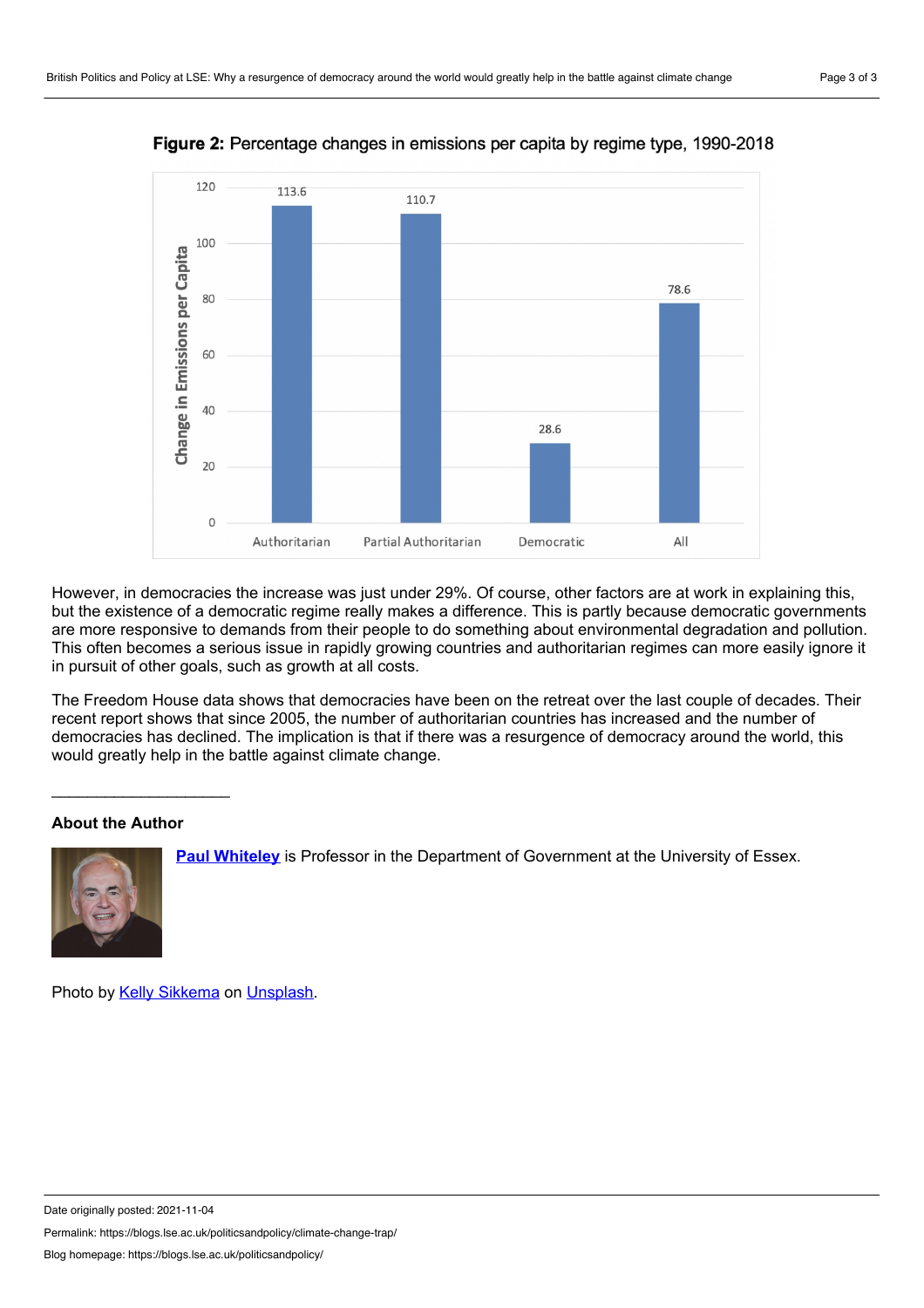**Figure 2:** Percentage changes in emissions per capita by regime type, 1990-2018

Change in Emissions per Capita

120
100
80
60
40
20
0

113.6
110.7
28.6
78.6

Authoritarian
Partial Authoritarian
Democratic
All

However, in democracies the increase was just under 29%. Of course, other factors are at work in explaining this, but the existence of a democratic regime really makes a difference. This is partly because democratic governments are more responsive to demands from their people to do something about environmental degradation and pollution. This often becomes a serious issue in rapidly growing countries and authoritarian regimes can more easily ignore it in pursuit of other goals, such as growth at all costs.

The Freedom House data shows that democracies have been on the retreat over the last couple of decades. Their recent report shows that since 2005, the number of authoritarian countries has increased and the number of democracies has declined. The implication is that if there was a resurgence of democracy around the world, this would greatly help in the battle against climate change.

---

**About the Author**

**Paul Whiteley** is Professor in the Department of Government at the University of Essex.

Photo by Kelly Sikkema on Unsplash.

Date originally posted: 2021-11-04

Permalink: https://blogs.lse.ac.uk/politicsandpolicy/climate-change-trap/

Blog homepage: https://blogs.lse.ac.uk/politicsandpolicy/